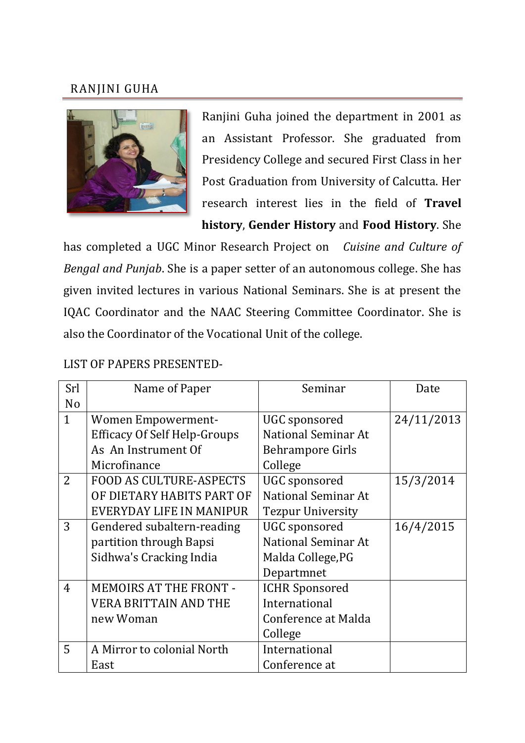# RANJINI GUHA

Ranjini Guha joined the department in 2001 as an Assistant Professor. She graduated from Presidency College and secured First Class in her Post Graduation from University of Calcutta. Her research interest lies in the field of **Travel history**, **Gender History** and **Food History**. She has completed a UGC Minor Research Project on *Cuisine and Culture of Bengal and Punjab*. She is a paper setter of an autonomous college. She has given invited lectures in various National Seminars. She is at present the IQAC Coordinator and the NAAC Steering Committee Coordinator. She is also the Coordinator of the Vocational Unit of the college.

LIST OF PAPERS PRESENTED-

| Srl No | Name of Paper | Seminar | Date |
|---|---|---|---|
| 1 | Women Empowerment-Efficacy Of Self Help-Groups As An Instrument Of Microfinance | UGC sponsored National Seminar At Behrampore Girls College | 24/11/2013 |
| 2 | FOOD AS CULTURE-ASPECTS OF DIETARY HABITS PART OF EVERYDAY LIFE IN MANIPUR | UGC sponsored National Seminar At Tezpur University | 15/3/2014 |
| 3 | Gendered subaltern-reading partition through Bapsi Sidhwa's Cracking India | UGC sponsored National Seminar At Malda College,PG Departmnet | 16/4/2015 |
| 4 | MEMOIRS AT THE FRONT - VERA BRITTAIN AND THE new Woman | ICHR Sponsored International Conference at Malda College | |
| 5 | A Mirror to colonial North East | International Conference at | |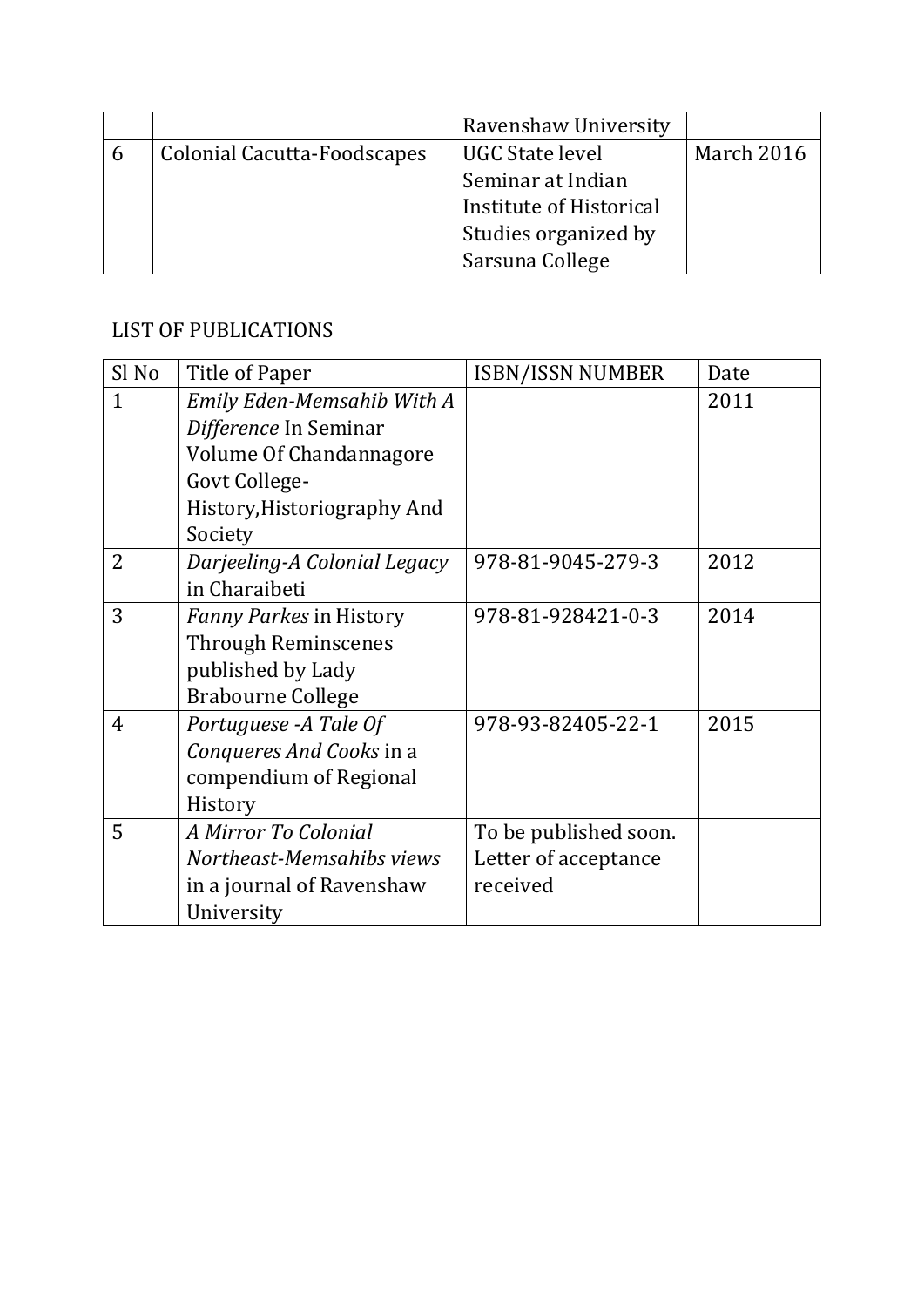| | | | |
|---|---|---|---|
| | | Ravenshaw University | |
| 6 | Colonial Cacutta-Foodscapes | UGC State level Seminar at Indian Institute of Historical Studies organized by Sarsuna College | March 2016 |

LIST OF PUBLICATIONS

| Sl No | Title of Paper | ISBN/ISSN NUMBER | Date |
|---|---|---|---|
| 1 | *Emily Eden-Memsahib With A Difference* In Seminar Volume Of Chandannagore Govt College- History,Historiography And Society | | 2011 |
| 2 | *Darjeeling-A Colonial Legacy* in Charaibeti | 978-81-9045-279-3 | 2012 |
| 3 | *Fanny Parkes* in History Through Reminscenes published by Lady Brabourne College | 978-81-928421-0-3 | 2014 |
| 4 | *Portuguese -A Tale Of Conqueres And Cooks* in a compendium of Regional History | 978-93-82405-22-1 | 2015 |
| 5 | *A Mirror To Colonial Northeast-Memsahibs views* in a journal of Ravenshaw University | To be published soon. Letter of acceptance received | |